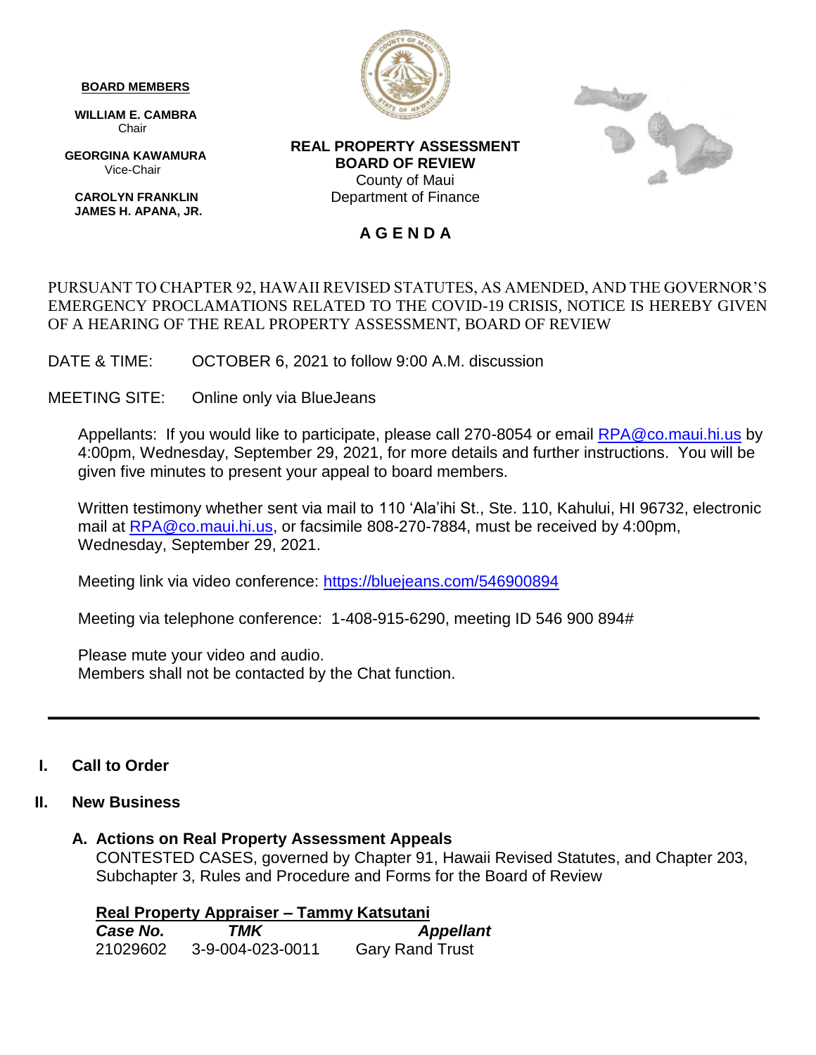**BOARD MEMBERS**

**WILLIAM E. CAMBRA**
Chair

**GEORGINA KAWAMURA**
Vice-Chair

**CAROLYN FRANKLIN**
**JAMES H. APANA, JR.**

**REAL PROPERTY ASSESSMENT**
**BOARD OF REVIEW**
County of Maui
Department of Finance

# A G E N D A

PURSUANT TO CHAPTER 92, HAWAII REVISED STATUTES, AS AMENDED, AND THE GOVERNOR'S EMERGENCY PROCLAMATIONS RELATED TO THE COVID-19 CRISIS, NOTICE IS HEREBY GIVEN OF A HEARING OF THE REAL PROPERTY ASSESSMENT, BOARD OF REVIEW

DATE & TIME: OCTOBER 6, 2021 to follow 9:00 A.M. discussion

MEETING SITE: Online only via BlueJeans

Appellants: If you would like to participate, please call 270-8054 or email RPA@co.maui.hi.us by 4:00pm, Wednesday, September 29, 2021, for more details and further instructions. You will be given five minutes to present your appeal to board members.

Written testimony whether sent via mail to 110 'Ala'ihi St., Ste. 110, Kahului, HI 96732, electronic mail at RPA@co.maui.hi.us, or facsimile 808-270-7884, must be received by 4:00pm, Wednesday, September 29, 2021.

Meeting link via video conference: https://bluejeans.com/546900894

Meeting via telephone conference: 1-408-915-6290, meeting ID 546 900 894#

Please mute your video and audio.
Members shall not be contacted by the Chat function.

---

## I. Call to Order

## II. New Business

### A. Actions on Real Property Assessment Appeals

CONTESTED CASES, governed by Chapter 91, Hawaii Revised Statutes, and Chapter 203, Subchapter 3, Rules and Procedure and Forms for the Board of Review

**Real Property Appraiser – Tammy Katsutani**

| ***Case No.*** | ***TMK*** | ***Appellant*** |
|---|---|---|
| 21029602 | 3-9-004-023-0011 | Gary Rand Trust |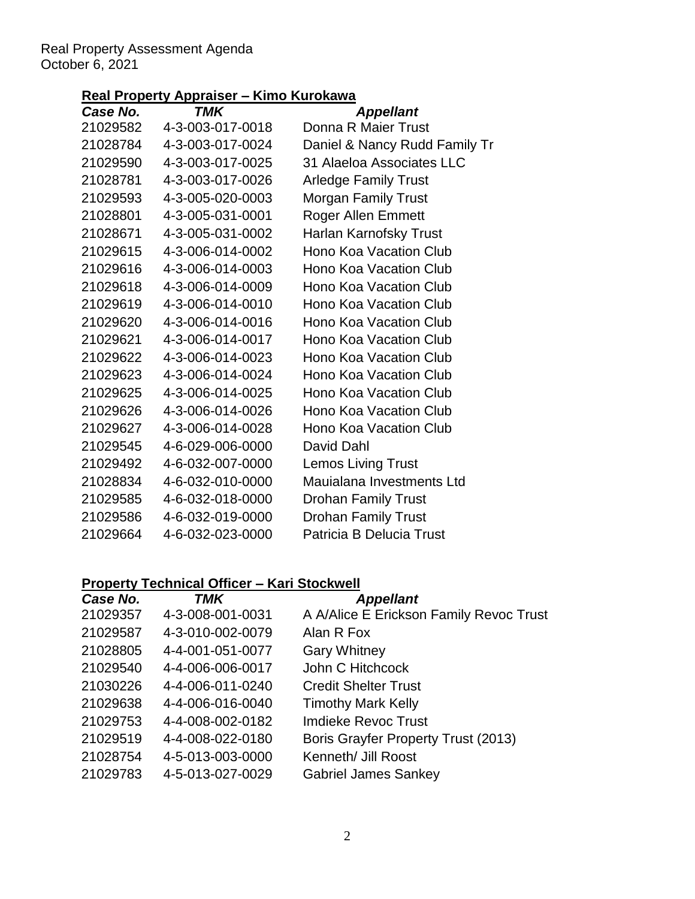Real Property Assessment Agenda
October 6, 2021

## Real Property Appraiser – Kimo Kurokawa

| *Case No.* | *TMK* | *Appellant* |
|---|---|---|
| 21029582 | 4-3-003-017-0018 | Donna R Maier Trust |
| 21028784 | 4-3-003-017-0024 | Daniel & Nancy Rudd Family Tr |
| 21029590 | 4-3-003-017-0025 | 31 Alaeloa Associates LLC |
| 21028781 | 4-3-003-017-0026 | Arledge Family Trust |
| 21029593 | 4-3-005-020-0003 | Morgan Family Trust |
| 21028801 | 4-3-005-031-0001 | Roger Allen Emmett |
| 21028671 | 4-3-005-031-0002 | Harlan Karnofsky Trust |
| 21029615 | 4-3-006-014-0002 | Hono Koa Vacation Club |
| 21029616 | 4-3-006-014-0003 | Hono Koa Vacation Club |
| 21029618 | 4-3-006-014-0009 | Hono Koa Vacation Club |
| 21029619 | 4-3-006-014-0010 | Hono Koa Vacation Club |
| 21029620 | 4-3-006-014-0016 | Hono Koa Vacation Club |
| 21029621 | 4-3-006-014-0017 | Hono Koa Vacation Club |
| 21029622 | 4-3-006-014-0023 | Hono Koa Vacation Club |
| 21029623 | 4-3-006-014-0024 | Hono Koa Vacation Club |
| 21029625 | 4-3-006-014-0025 | Hono Koa Vacation Club |
| 21029626 | 4-3-006-014-0026 | Hono Koa Vacation Club |
| 21029627 | 4-3-006-014-0028 | Hono Koa Vacation Club |
| 21029545 | 4-6-029-006-0000 | David Dahl |
| 21029492 | 4-6-032-007-0000 | Lemos Living Trust |
| 21028834 | 4-6-032-010-0000 | Mauialana Investments Ltd |
| 21029585 | 4-6-032-018-0000 | Drohan Family Trust |
| 21029586 | 4-6-032-019-0000 | Drohan Family Trust |
| 21029664 | 4-6-032-023-0000 | Patricia B Delucia Trust |

## Property Technical Officer – Kari Stockwell

| *Case No.* | *TMK* | *Appellant* |
|---|---|---|
| 21029357 | 4-3-008-001-0031 | A A/Alice E Erickson Family Revoc Trust |
| 21029587 | 4-3-010-002-0079 | Alan R Fox |
| 21028805 | 4-4-001-051-0077 | Gary Whitney |
| 21029540 | 4-4-006-006-0017 | John C Hitchcock |
| 21030226 | 4-4-006-011-0240 | Credit Shelter Trust |
| 21029638 | 4-4-006-016-0040 | Timothy Mark Kelly |
| 21029753 | 4-4-008-002-0182 | Imdieke Revoc Trust |
| 21029519 | 4-4-008-022-0180 | Boris Grayfer Property Trust (2013) |
| 21028754 | 4-5-013-003-0000 | Kenneth/ Jill Roost |
| 21029783 | 4-5-013-027-0029 | Gabriel James Sankey |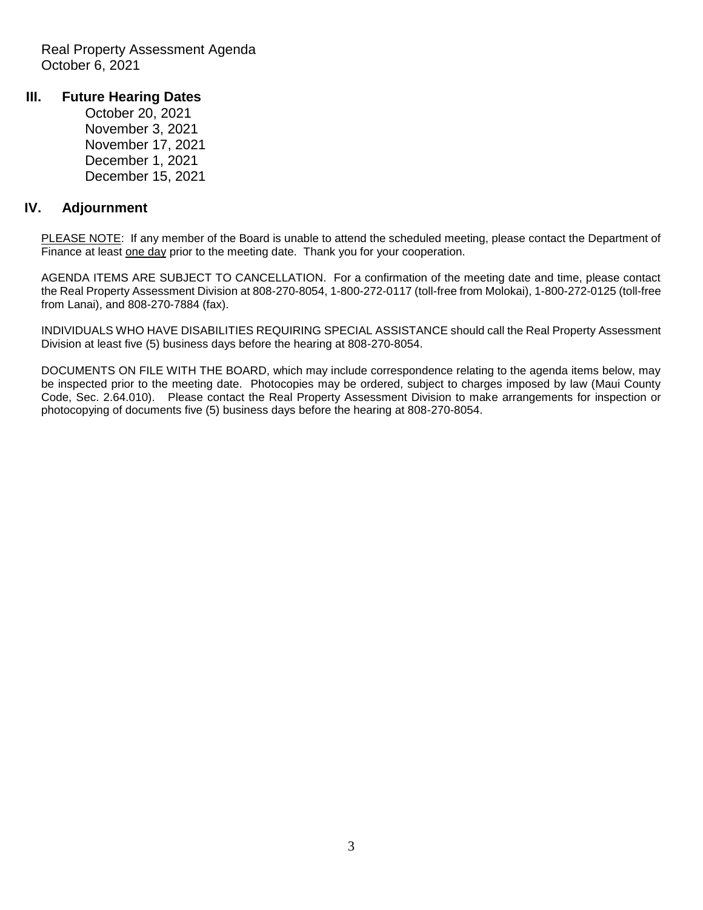Real Property Assessment Agenda
October 6, 2021

## III. Future Hearing Dates

October 20, 2021
November 3, 2021
November 17, 2021
December 1, 2021
December 15, 2021

## IV. Adjournment

PLEASE NOTE: If any member of the Board is unable to attend the scheduled meeting, please contact the Department of Finance at least one day prior to the meeting date. Thank you for your cooperation.

AGENDA ITEMS ARE SUBJECT TO CANCELLATION. For a confirmation of the meeting date and time, please contact the Real Property Assessment Division at 808-270-8054, 1-800-272-0117 (toll-free from Molokai), 1-800-272-0125 (toll-free from Lanai), and 808-270-7884 (fax).

INDIVIDUALS WHO HAVE DISABILITIES REQUIRING SPECIAL ASSISTANCE should call the Real Property Assessment Division at least five (5) business days before the hearing at 808-270-8054.

DOCUMENTS ON FILE WITH THE BOARD, which may include correspondence relating to the agenda items below, may be inspected prior to the meeting date. Photocopies may be ordered, subject to charges imposed by law (Maui County Code, Sec. 2.64.010). Please contact the Real Property Assessment Division to make arrangements for inspection or photocopying of documents five (5) business days before the hearing at 808-270-8054.